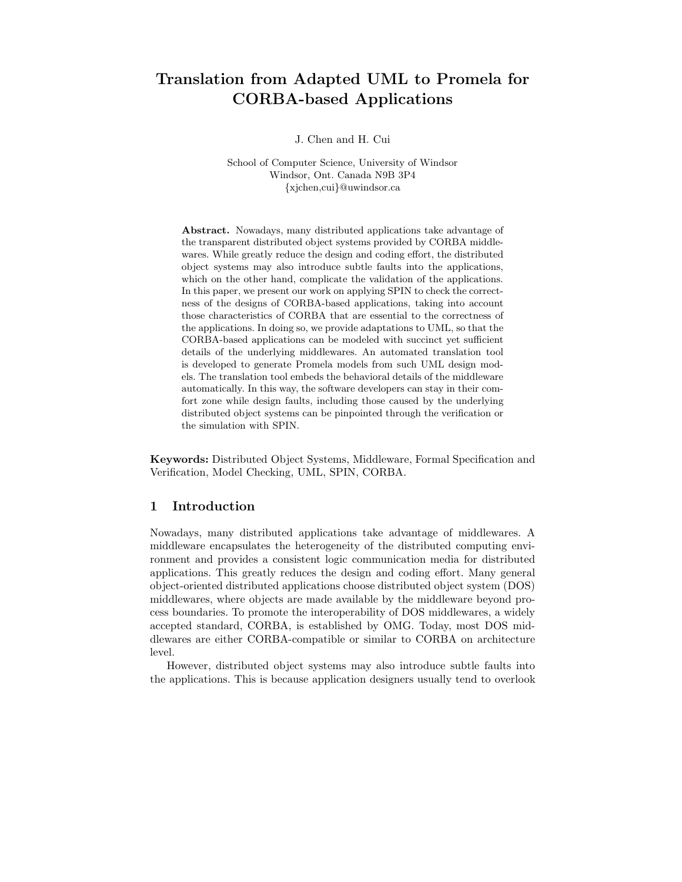# Translation from Adapted UML to Promela for CORBA-based Applications

J. Chen and H. Cui

School of Computer Science, University of Windsor
Windsor, Ont. Canada N9B 3P4
{xjchen,cui}@uwindsor.ca

**Abstract.** Nowadays, many distributed applications take advantage of the transparent distributed object systems provided by CORBA middlewares. While greatly reduce the design and coding effort, the distributed object systems may also introduce subtle faults into the applications, which on the other hand, complicate the validation of the applications. In this paper, we present our work on applying SPIN to check the correctness of the designs of CORBA-based applications, taking into account those characteristics of CORBA that are essential to the correctness of the applications. In doing so, we provide adaptations to UML, so that the CORBA-based applications can be modeled with succinct yet sufficient details of the underlying middlewares. An automated translation tool is developed to generate Promela models from such UML design models. The translation tool embeds the behavioral details of the middleware automatically. In this way, the software developers can stay in their comfort zone while design faults, including those caused by the underlying distributed object systems can be pinpointed through the verification or the simulation with SPIN.

**Keywords:** Distributed Object Systems, Middleware, Formal Specification and Verification, Model Checking, UML, SPIN, CORBA.

## 1 Introduction

Nowadays, many distributed applications take advantage of middlewares. A middleware encapsulates the heterogeneity of the distributed computing environment and provides a consistent logic communication media for distributed applications. This greatly reduces the design and coding effort. Many general object-oriented distributed applications choose distributed object system (DOS) middlewares, where objects are made available by the middleware beyond process boundaries. To promote the interoperability of DOS middlewares, a widely accepted standard, CORBA, is established by OMG. Today, most DOS middlewares are either CORBA-compatible or similar to CORBA on architecture level.

However, distributed object systems may also introduce subtle faults into the applications. This is because application designers usually tend to overlook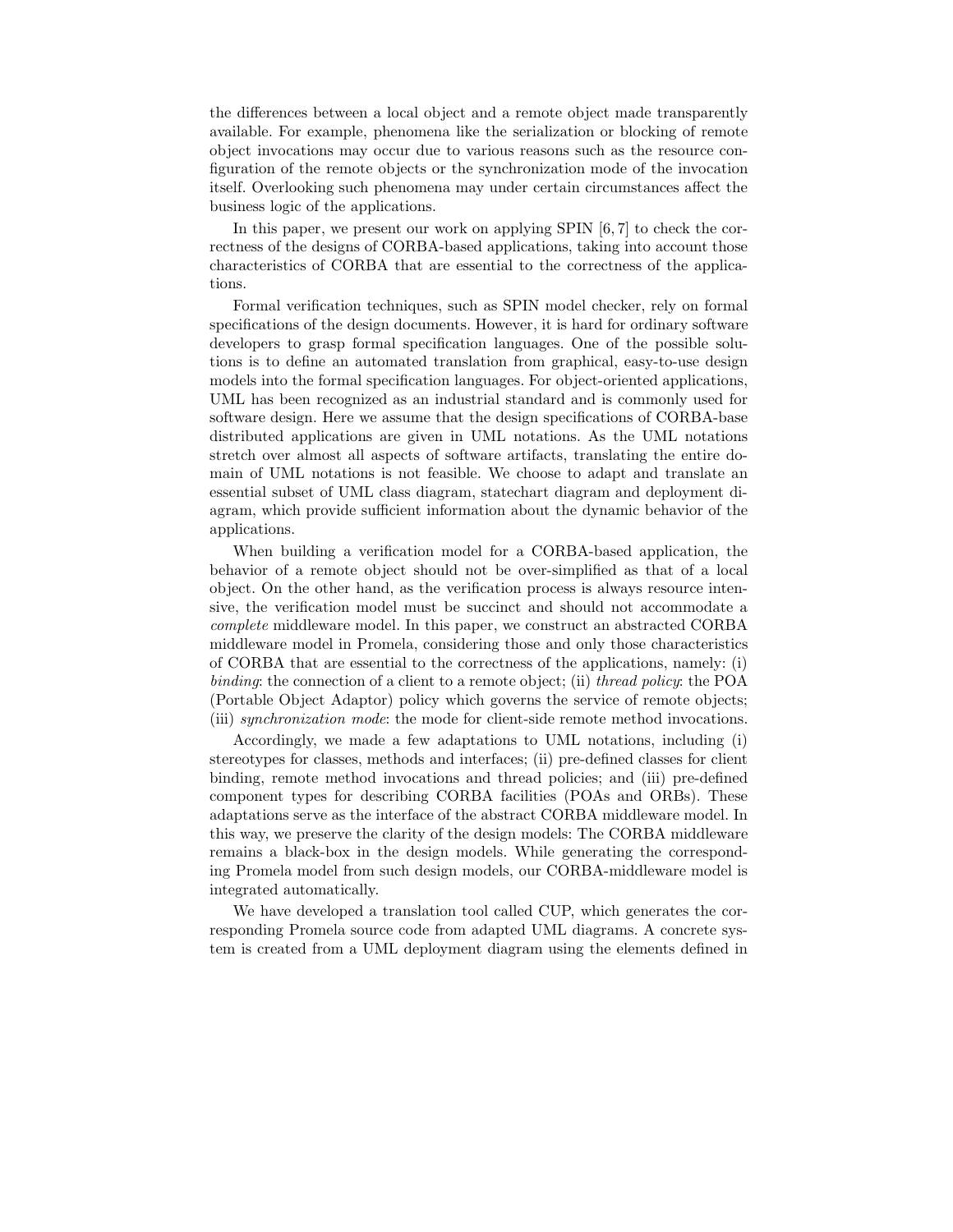the differences between a local object and a remote object made transparently available. For example, phenomena like the serialization or blocking of remote object invocations may occur due to various reasons such as the resource configuration of the remote objects or the synchronization mode of the invocation itself. Overlooking such phenomena may under certain circumstances affect the business logic of the applications.

In this paper, we present our work on applying SPIN [6, 7] to check the correctness of the designs of CORBA-based applications, taking into account those characteristics of CORBA that are essential to the correctness of the applications.

Formal verification techniques, such as SPIN model checker, rely on formal specifications of the design documents. However, it is hard for ordinary software developers to grasp formal specification languages. One of the possible solutions is to define an automated translation from graphical, easy-to-use design models into the formal specification languages. For object-oriented applications, UML has been recognized as an industrial standard and is commonly used for software design. Here we assume that the design specifications of CORBA-base distributed applications are given in UML notations. As the UML notations stretch over almost all aspects of software artifacts, translating the entire domain of UML notations is not feasible. We choose to adapt and translate an essential subset of UML class diagram, statechart diagram and deployment diagram, which provide sufficient information about the dynamic behavior of the applications.

When building a verification model for a CORBA-based application, the behavior of a remote object should not be over-simplified as that of a local object. On the other hand, as the verification process is always resource intensive, the verification model must be succinct and should not accommodate a *complete* middleware model. In this paper, we construct an abstracted CORBA middleware model in Promela, considering those and only those characteristics of CORBA that are essential to the correctness of the applications, namely: (i) *binding*: the connection of a client to a remote object; (ii) *thread policy*: the POA (Portable Object Adaptor) policy which governs the service of remote objects; (iii) *synchronization mode*: the mode for client-side remote method invocations.

Accordingly, we made a few adaptations to UML notations, including (i) stereotypes for classes, methods and interfaces; (ii) pre-defined classes for client binding, remote method invocations and thread policies; and (iii) pre-defined component types for describing CORBA facilities (POAs and ORBs). These adaptations serve as the interface of the abstract CORBA middleware model. In this way, we preserve the clarity of the design models: The CORBA middleware remains a black-box in the design models. While generating the corresponding Promela model from such design models, our CORBA-middleware model is integrated automatically.

We have developed a translation tool called CUP, which generates the corresponding Promela source code from adapted UML diagrams. A concrete system is created from a UML deployment diagram using the elements defined in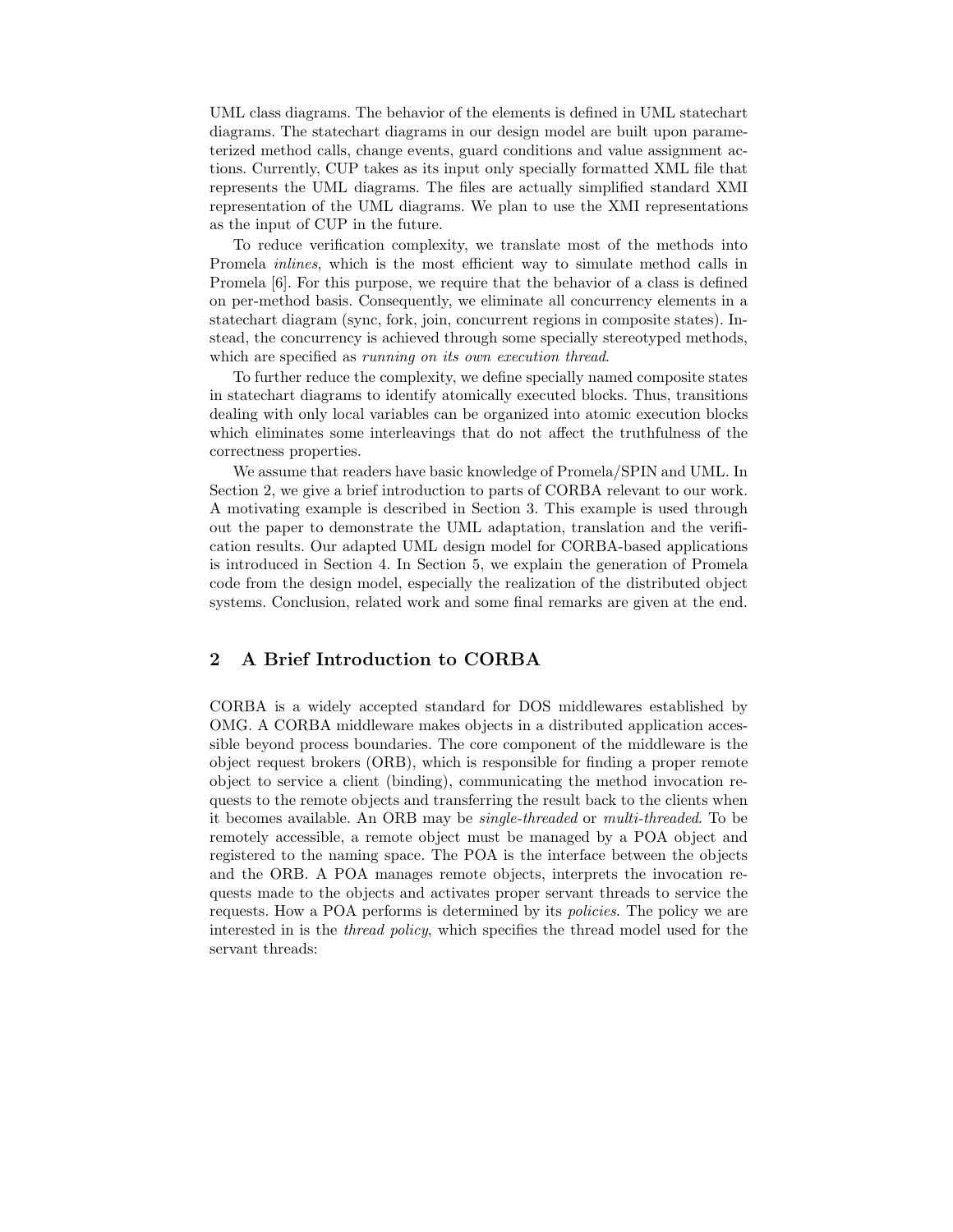UML class diagrams. The behavior of the elements is defined in UML statechart diagrams. The statechart diagrams in our design model are built upon parameterized method calls, change events, guard conditions and value assignment actions. Currently, CUP takes as its input only specially formatted XML file that represents the UML diagrams. The files are actually simplified standard XMI representation of the UML diagrams. We plan to use the XMI representations as the input of CUP in the future.

To reduce verification complexity, we translate most of the methods into Promela *inlines*, which is the most efficient way to simulate method calls in Promela [6]. For this purpose, we require that the behavior of a class is defined on per-method basis. Consequently, we eliminate all concurrency elements in a statechart diagram (sync, fork, join, concurrent regions in composite states). Instead, the concurrency is achieved through some specially stereotyped methods, which are specified as *running on its own execution thread*.

To further reduce the complexity, we define specially named composite states in statechart diagrams to identify atomically executed blocks. Thus, transitions dealing with only local variables can be organized into atomic execution blocks which eliminates some interleavings that do not affect the truthfulness of the correctness properties.

We assume that readers have basic knowledge of Promela/SPIN and UML. In Section 2, we give a brief introduction to parts of CORBA relevant to our work. A motivating example is described in Section 3. This example is used through out the paper to demonstrate the UML adaptation, translation and the verification results. Our adapted UML design model for CORBA-based applications is introduced in Section 4. In Section 5, we explain the generation of Promela code from the design model, especially the realization of the distributed object systems. Conclusion, related work and some final remarks are given at the end.

## 2 A Brief Introduction to CORBA

CORBA is a widely accepted standard for DOS middlewares established by OMG. A CORBA middleware makes objects in a distributed application accessible beyond process boundaries. The core component of the middleware is the object request brokers (ORB), which is responsible for finding a proper remote object to service a client (binding), communicating the method invocation requests to the remote objects and transferring the result back to the clients when it becomes available. An ORB may be *single-threaded* or *multi-threaded*. To be remotely accessible, a remote object must be managed by a POA object and registered to the naming space. The POA is the interface between the objects and the ORB. A POA manages remote objects, interprets the invocation requests made to the objects and activates proper servant threads to service the requests. How a POA performs is determined by its *policies*. The policy we are interested in is the *thread policy*, which specifies the thread model used for the servant threads: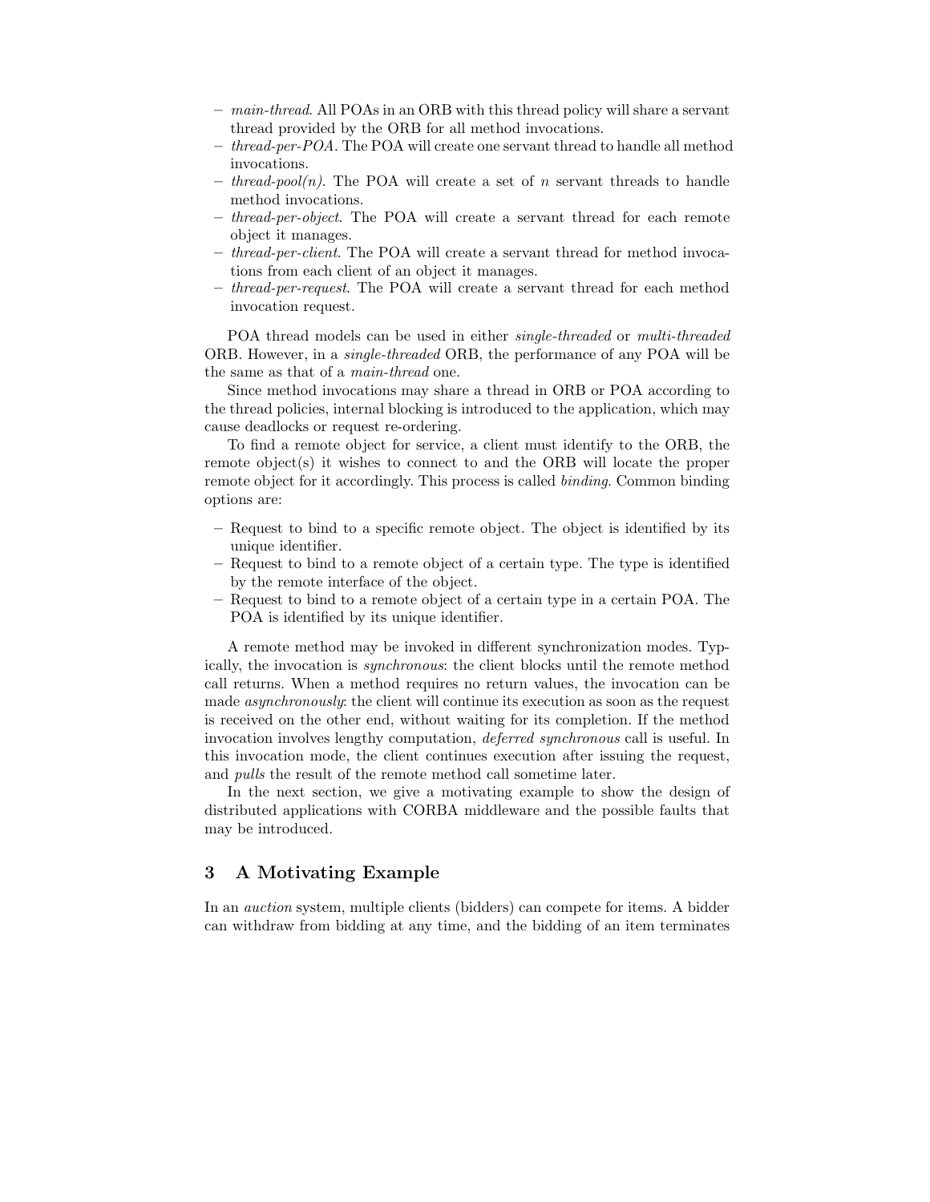- *main-thread*. All POAs in an ORB with this thread policy will share a servant thread provided by the ORB for all method invocations.
- *thread-per-POA*. The POA will create one servant thread to handle all method invocations.
- *thread-pool(n)*. The POA will create a set of $n$ servant threads to handle method invocations.
- *thread-per-object*. The POA will create a servant thread for each remote object it manages.
- *thread-per-client*. The POA will create a servant thread for method invocations from each client of an object it manages.
- *thread-per-request*. The POA will create a servant thread for each method invocation request.

POA thread models can be used in either *single-threaded* or *multi-threaded* ORB. However, in a *single-threaded* ORB, the performance of any POA will be the same as that of a *main-thread* one.

Since method invocations may share a thread in ORB or POA according to the thread policies, internal blocking is introduced to the application, which may cause deadlocks or request re-ordering.

To find a remote object for service, a client must identify to the ORB, the remote object(s) it wishes to connect to and the ORB will locate the proper remote object for it accordingly. This process is called *binding*. Common binding options are:

- Request to bind to a specific remote object. The object is identified by its unique identifier.
- Request to bind to a remote object of a certain type. The type is identified by the remote interface of the object.
- Request to bind to a remote object of a certain type in a certain POA. The POA is identified by its unique identifier.

A remote method may be invoked in different synchronization modes. Typically, the invocation is *synchronous*: the client blocks until the remote method call returns. When a method requires no return values, the invocation can be made *asynchronously*: the client will continue its execution as soon as the request is received on the other end, without waiting for its completion. If the method invocation involves lengthy computation, *deferred synchronous* call is useful. In this invocation mode, the client continues execution after issuing the request, and *pulls* the result of the remote method call sometime later.

In the next section, we give a motivating example to show the design of distributed applications with CORBA middleware and the possible faults that may be introduced.

## 3 A Motivating Example

In an *auction* system, multiple clients (bidders) can compete for items. A bidder can withdraw from bidding at any time, and the bidding of an item terminates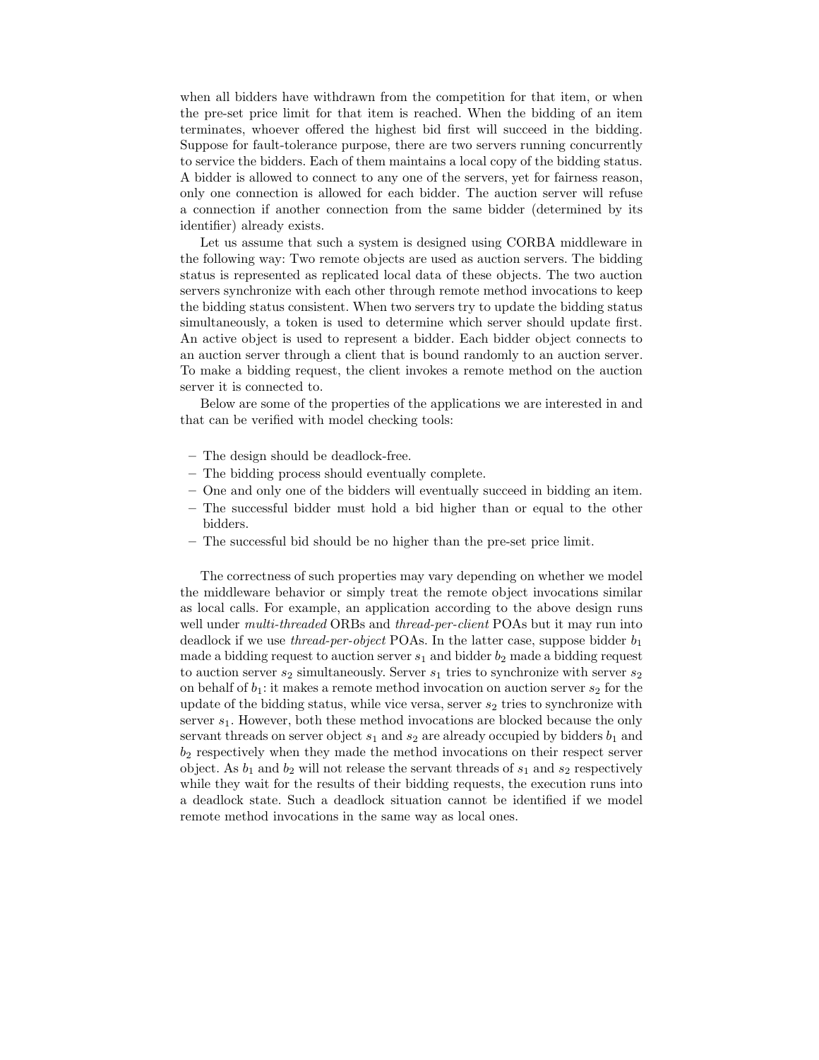when all bidders have withdrawn from the competition for that item, or when the pre-set price limit for that item is reached. When the bidding of an item terminates, whoever offered the highest bid first will succeed in the bidding. Suppose for fault-tolerance purpose, there are two servers running concurrently to service the bidders. Each of them maintains a local copy of the bidding status. A bidder is allowed to connect to any one of the servers, yet for fairness reason, only one connection is allowed for each bidder. The auction server will refuse a connection if another connection from the same bidder (determined by its identifier) already exists.

Let us assume that such a system is designed using CORBA middleware in the following way: Two remote objects are used as auction servers. The bidding status is represented as replicated local data of these objects. The two auction servers synchronize with each other through remote method invocations to keep the bidding status consistent. When two servers try to update the bidding status simultaneously, a token is used to determine which server should update first. An active object is used to represent a bidder. Each bidder object connects to an auction server through a client that is bound randomly to an auction server. To make a bidding request, the client invokes a remote method on the auction server it is connected to.

Below are some of the properties of the applications we are interested in and that can be verified with model checking tools:

- The design should be deadlock-free.
- The bidding process should eventually complete.
- One and only one of the bidders will eventually succeed in bidding an item.
- The successful bidder must hold a bid higher than or equal to the other bidders.
- The successful bid should be no higher than the pre-set price limit.

The correctness of such properties may vary depending on whether we model the middleware behavior or simply treat the remote object invocations similar as local calls. For example, an application according to the above design runs well under *multi-threaded* ORBs and *thread-per-client* POAs but it may run into deadlock if we use *thread-per-object* POAs. In the latter case, suppose bidder $b_1$ made a bidding request to auction server $s_1$ and bidder $b_2$ made a bidding request to auction server $s_2$ simultaneously. Server $s_1$ tries to synchronize with server $s_2$ on behalf of $b_1$: it makes a remote method invocation on auction server $s_2$ for the update of the bidding status, while vice versa, server $s_2$ tries to synchronize with server $s_1$. However, both these method invocations are blocked because the only servant threads on server object $s_1$ and $s_2$ are already occupied by bidders $b_1$ and $b_2$ respectively when they made the method invocations on their respect server object. As $b_1$ and $b_2$ will not release the servant threads of $s_1$ and $s_2$ respectively while they wait for the results of their bidding requests, the execution runs into a deadlock state. Such a deadlock situation cannot be identified if we model remote method invocations in the same way as local ones.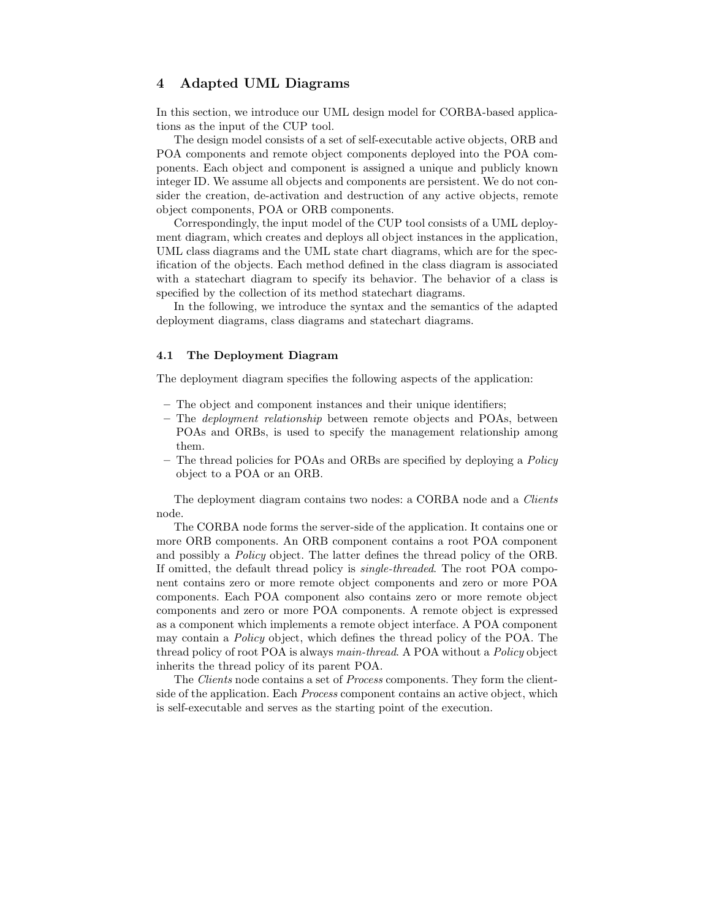## 4 Adapted UML Diagrams

In this section, we introduce our UML design model for CORBA-based applications as the input of the CUP tool.

The design model consists of a set of self-executable active objects, ORB and POA components and remote object components deployed into the POA components. Each object and component is assigned a unique and publicly known integer ID. We assume all objects and components are persistent. We do not consider the creation, de-activation and destruction of any active objects, remote object components, POA or ORB components.

Correspondingly, the input model of the CUP tool consists of a UML deployment diagram, which creates and deploys all object instances in the application, UML class diagrams and the UML state chart diagrams, which are for the specification of the objects. Each method defined in the class diagram is associated with a statechart diagram to specify its behavior. The behavior of a class is specified by the collection of its method statechart diagrams.

In the following, we introduce the syntax and the semantics of the adapted deployment diagrams, class diagrams and statechart diagrams.

### 4.1 The Deployment Diagram

The deployment diagram specifies the following aspects of the application:

- The object and component instances and their unique identifiers;
- The *deployment relationship* between remote objects and POAs, between POAs and ORBs, is used to specify the management relationship among them.
- The thread policies for POAs and ORBs are specified by deploying a *Policy* object to a POA or an ORB.

The deployment diagram contains two nodes: a CORBA node and a *Clients* node.

The CORBA node forms the server-side of the application. It contains one or more ORB components. An ORB component contains a root POA component and possibly a *Policy* object. The latter defines the thread policy of the ORB. If omitted, the default thread policy is *single-threaded*. The root POA component contains zero or more remote object components and zero or more POA components. Each POA component also contains zero or more remote object components and zero or more POA components. A remote object is expressed as a component which implements a remote object interface. A POA component may contain a *Policy* object, which defines the thread policy of the POA. The thread policy of root POA is always *main-thread*. A POA without a *Policy* object inherits the thread policy of its parent POA.

The *Clients* node contains a set of *Process* components. They form the client-side of the application. Each *Process* component contains an active object, which is self-executable and serves as the starting point of the execution.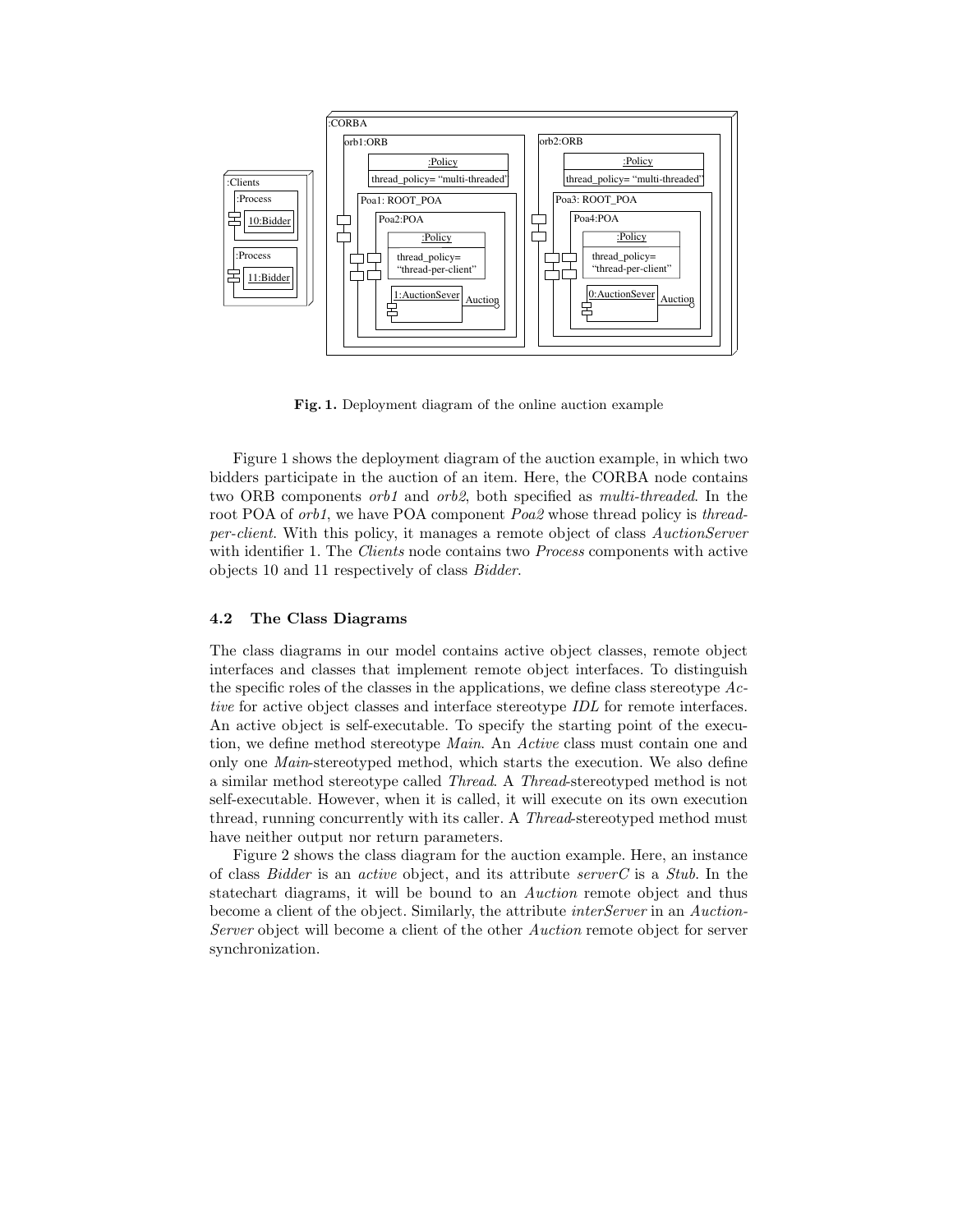**Fig. 1.** Deployment diagram of the online auction example

Figure 1 shows the deployment diagram of the auction example, in which two bidders participate in the auction of an item. Here, the CORBA node contains two ORB components *orb1* and *orb2*, both specified as *multi-threaded*. In the root POA of *orb1*, we have POA component *Poa2* whose thread policy is *thread-per-client*. With this policy, it manages a remote object of class *AuctionServer* with identifier 1. The *Clients* node contains two *Process* components with active objects 10 and 11 respectively of class *Bidder*.

### 4.2 The Class Diagrams

The class diagrams in our model contains active object classes, remote object interfaces and classes that implement remote object interfaces. To distinguish the specific roles of the classes in the applications, we define class stereotype *Active* for active object classes and interface stereotype *IDL* for remote interfaces. An active object is self-executable. To specify the starting point of the execution, we define method stereotype *Main*. An *Active* class must contain one and only one *Main*-stereotyped method, which starts the execution. We also define a similar method stereotype called *Thread*. A *Thread*-stereotyped method is not self-executable. However, when it is called, it will execute on its own execution thread, running concurrently with its caller. A *Thread*-stereotyped method must have neither output nor return parameters.

Figure 2 shows the class diagram for the auction example. Here, an instance of class *Bidder* is an *active* object, and its attribute *serverC* is a *Stub*. In the statechart diagrams, it will be bound to an *Auction* remote object and thus become a client of the object. Similarly, the attribute *interServer* in an *AuctionServer* object will become a client of the other *Auction* remote object for server synchronization.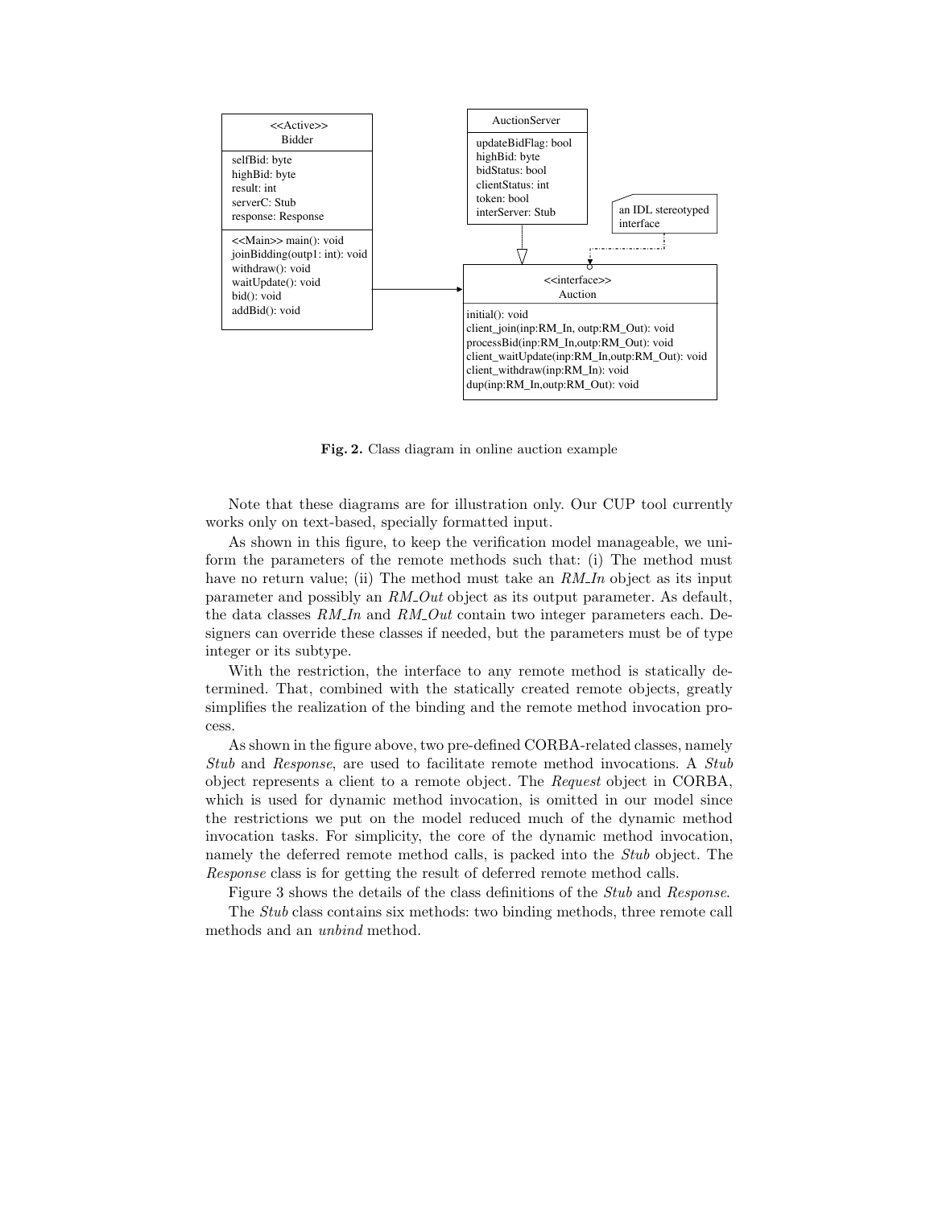**Fig. 2.** Class diagram in online auction example

Note that these diagrams are for illustration only. Our CUP tool currently works only on text-based, specially formatted input.

As shown in this figure, to keep the verification model manageable, we uniform the parameters of the remote methods such that: (i) The method must have no return value; (ii) The method must take an *RM_In* object as its input parameter and possibly an *RM_Out* object as its output parameter. As default, the data classes *RM_In* and *RM_Out* contain two integer parameters each. Designers can override these classes if needed, but the parameters must be of type integer or its subtype.

With the restriction, the interface to any remote method is statically determined. That, combined with the statically created remote objects, greatly simplifies the realization of the binding and the remote method invocation process.

As shown in the figure above, two pre-defined CORBA-related classes, namely *Stub* and *Response*, are used to facilitate remote method invocations. A *Stub* object represents a client to a remote object. The *Request* object in CORBA, which is used for dynamic method invocation, is omitted in our model since the restrictions we put on the model reduced much of the dynamic method invocation tasks. For simplicity, the core of the dynamic method invocation, namely the deferred remote method calls, is packed into the *Stub* object. The *Response* class is for getting the result of deferred remote method calls.

Figure 3 shows the details of the class definitions of the *Stub* and *Response*.

The *Stub* class contains six methods: two binding methods, three remote call methods and an *unbind* method.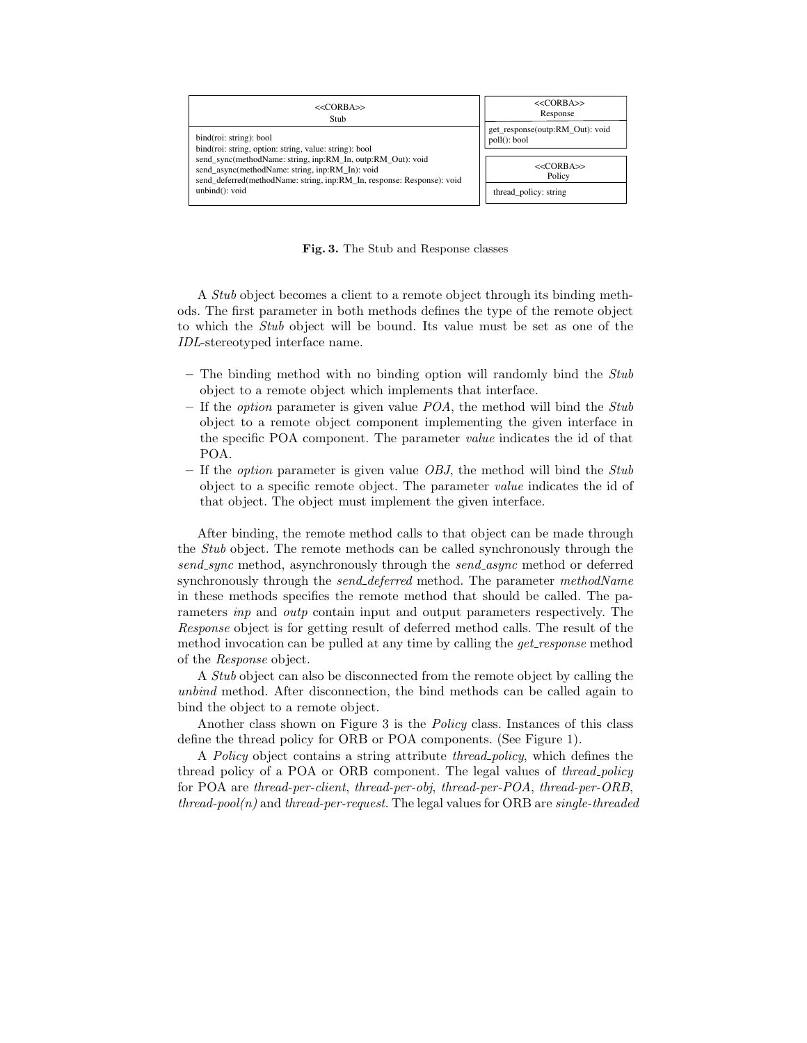| <<CORBA>> Stub |
| --- |
| bind(roi: string): bool<br>bind(roi: string, option: string, value: string): bool<br>send_sync(methodName: string, inp:RM_In, outp:RM_Out): void<br>send_async(methodName: string, inp:RM_In): void<br>send_deferred(methodName: string, inp:RM_In, response: Response): void<br>unbind(): void |

| <<CORBA>> Response |
| --- |
| get_response(outp:RM_Out): void<br>poll(): bool |

| <<CORBA>> Policy |
| --- |
| thread_policy: string |

**Fig. 3.** The Stub and Response classes

A *Stub* object becomes a client to a remote object through its binding methods. The first parameter in both methods defines the type of the remote object to which the *Stub* object will be bound. Its value must be set as one of the *IDL*-stereotyped interface name.

- The binding method with no binding option will randomly bind the *Stub* object to a remote object which implements that interface.
- If the *option* parameter is given value *POA*, the method will bind the *Stub* object to a remote object component implementing the given interface in the specific POA component. The parameter *value* indicates the id of that POA.
- If the *option* parameter is given value *OBJ*, the method will bind the *Stub* object to a specific remote object. The parameter *value* indicates the id of that object. The object must implement the given interface.

After binding, the remote method calls to that object can be made through the *Stub* object. The remote methods can be called synchronously through the *send_sync* method, asynchronously through the *send_async* method or deferred synchronously through the *send_deferred* method. The parameter *methodName* in these methods specifies the remote method that should be called. The parameters *inp* and *outp* contain input and output parameters respectively. The *Response* object is for getting result of deferred method calls. The result of the method invocation can be pulled at any time by calling the *get_response* method of the *Response* object.

A *Stub* object can also be disconnected from the remote object by calling the *unbind* method. After disconnection, the bind methods can be called again to bind the object to a remote object.

Another class shown on Figure 3 is the *Policy* class. Instances of this class define the thread policy for ORB or POA components. (See Figure 1).

A *Policy* object contains a string attribute *thread_policy*, which defines the thread policy of a POA or ORB component. The legal values of *thread_policy* for POA are *thread-per-client*, *thread-per-obj*, *thread-per-POA*, *thread-per-ORB*, *thread-pool(n)* and *thread-per-request*. The legal values for ORB are *single-threaded*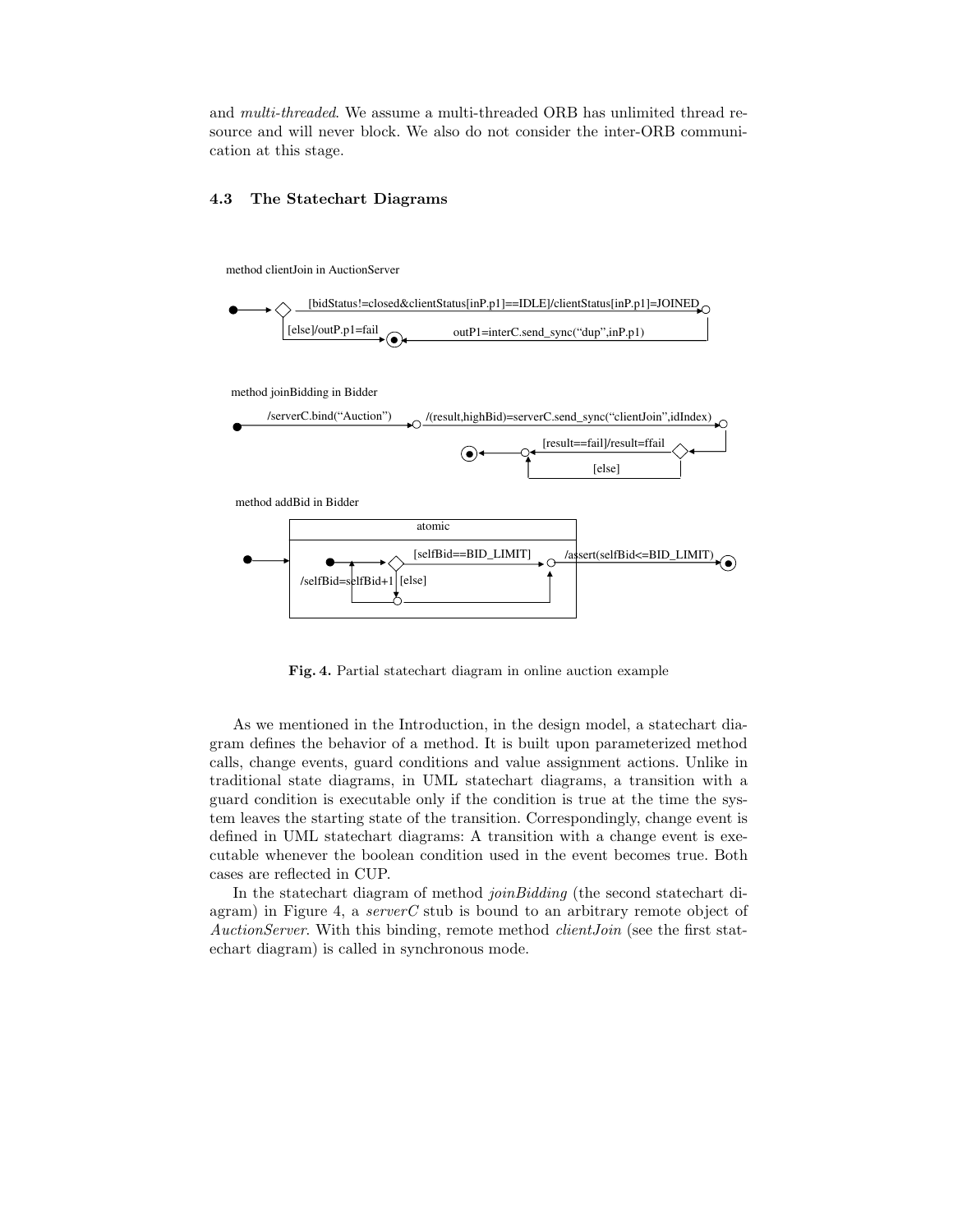and *multi-threaded*. We assume a multi-threaded ORB has unlimited thread resource and will never block. We also do not consider the inter-ORB communication at this stage.

### 4.3 The Statechart Diagrams

method clientJoin in AuctionServer

[bidStatus!=closed&clientStatus[inP.p1]==IDLE]/clientStatus[inP.p1]=JOINED

[else]/outP.p1=fail

outP1=interC.send_sync("dup",inP.p1)

method joinBidding in Bidder

/serverC.bind("Auction")

/(result,highBid)=serverC.send_sync("clientJoin",idIndex)

[result==fail]/result=ffail

[else]

method addBid in Bidder

atomic

[selfBid==BID_LIMIT]

/assert(selfBid<=BID_LIMIT)

/selfBid=selfBid+1

[else]

**Fig. 4.** Partial statechart diagram in online auction example

As we mentioned in the Introduction, in the design model, a statechart diagram defines the behavior of a method. It is built upon parameterized method calls, change events, guard conditions and value assignment actions. Unlike in traditional state diagrams, in UML statechart diagrams, a transition with a guard condition is executable only if the condition is true at the time the system leaves the starting state of the transition. Correspondingly, change event is defined in UML statechart diagrams: A transition with a change event is executable whenever the boolean condition used in the event becomes true. Both cases are reflected in CUP.

In the statechart diagram of method *joinBidding* (the second statechart diagram) in Figure 4, a *serverC* stub is bound to an arbitrary remote object of *AuctionServer*. With this binding, remote method *clientJoin* (see the first statechart diagram) is called in synchronous mode.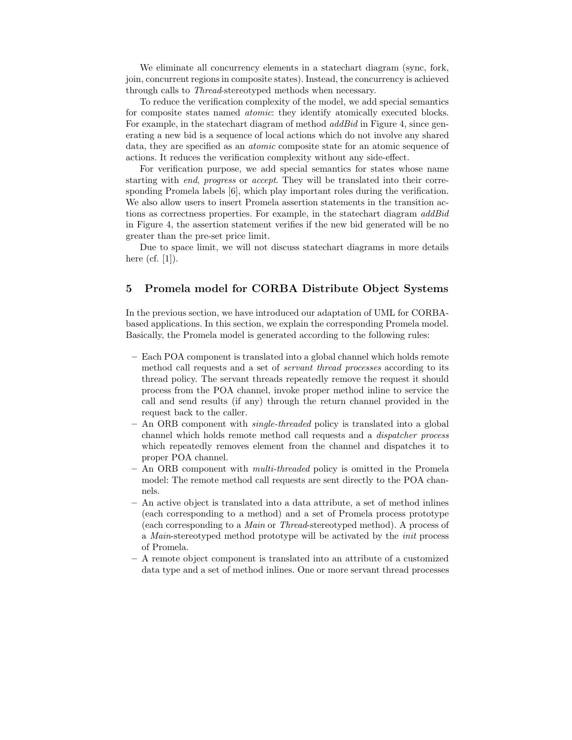We eliminate all concurrency elements in a statechart diagram (sync, fork, join, concurrent regions in composite states). Instead, the concurrency is achieved through calls to *Thread*-stereotyped methods when necessary.

To reduce the verification complexity of the model, we add special semantics for composite states named *atomic*: they identify atomically executed blocks. For example, in the statechart diagram of method *addBid* in Figure 4, since generating a new bid is a sequence of local actions which do not involve any shared data, they are specified as an *atomic* composite state for an atomic sequence of actions. It reduces the verification complexity without any side-effect.

For verification purpose, we add special semantics for states whose name starting with *end*, *progress* or *accept*. They will be translated into their corresponding Promela labels [6], which play important roles during the verification. We also allow users to insert Promela assertion statements in the transition actions as correctness properties. For example, in the statechart diagram *addBid* in Figure 4, the assertion statement verifies if the new bid generated will be no greater than the pre-set price limit.

Due to space limit, we will not discuss statechart diagrams in more details here (cf. [1]).

## 5 Promela model for CORBA Distribute Object Systems

In the previous section, we have introduced our adaptation of UML for CORBA-based applications. In this section, we explain the corresponding Promela model. Basically, the Promela model is generated according to the following rules:

- Each POA component is translated into a global channel which holds remote method call requests and a set of *servant thread processes* according to its thread policy. The servant threads repeatedly remove the request it should process from the POA channel, invoke proper method inline to service the call and send results (if any) through the return channel provided in the request back to the caller.
- An ORB component with *single-threaded* policy is translated into a global channel which holds remote method call requests and a *dispatcher process* which repeatedly removes element from the channel and dispatches it to proper POA channel.
- An ORB component with *multi-threaded* policy is omitted in the Promela model: The remote method call requests are sent directly to the POA channels.
- An active object is translated into a data attribute, a set of method inlines (each corresponding to a method) and a set of Promela process prototype (each corresponding to a *Main* or *Thread*-stereotyped method). A process of a *Main*-stereotyped method prototype will be activated by the *init* process of Promela.
- A remote object component is translated into an attribute of a customized data type and a set of method inlines. One or more servant thread processes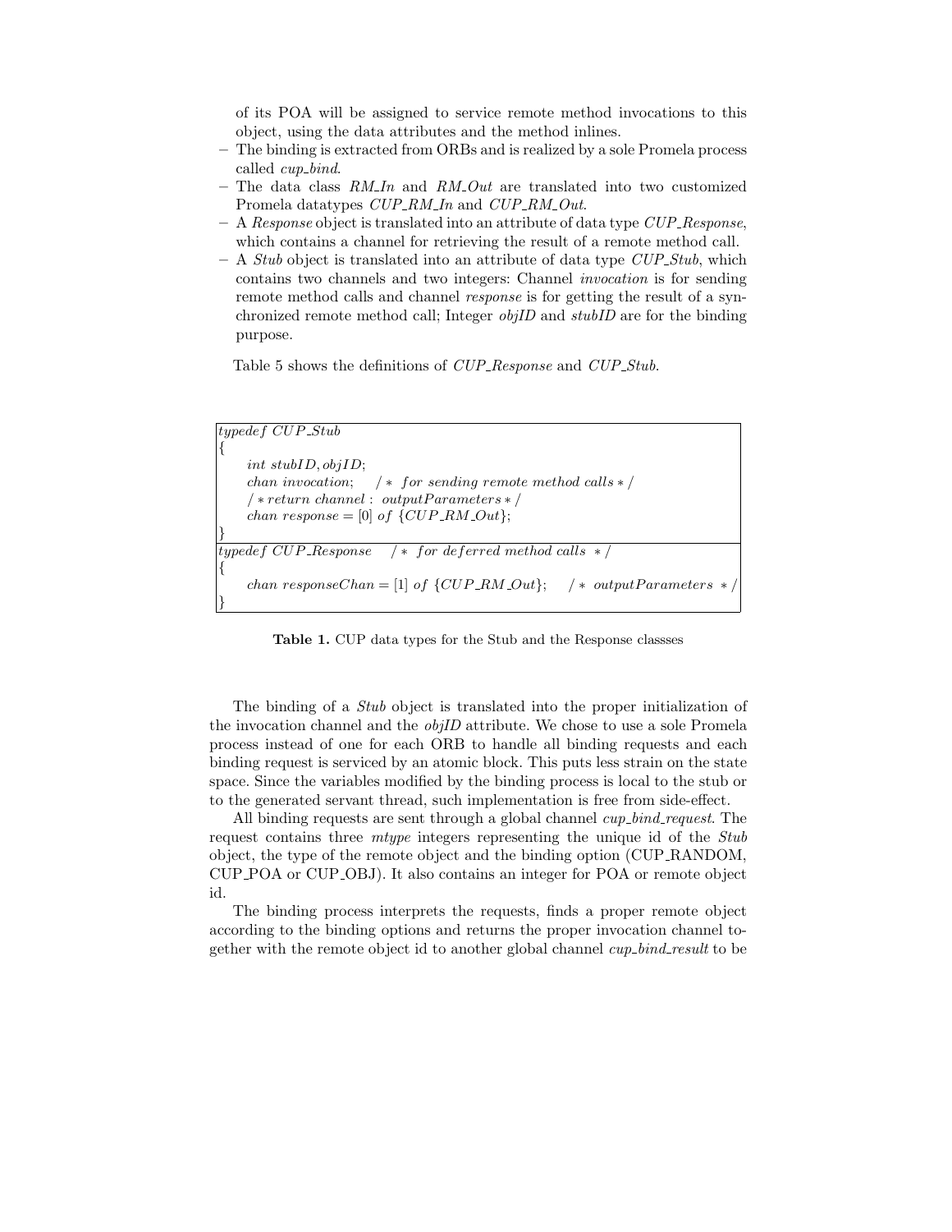of its POA will be assigned to service remote method invocations to this object, using the data attributes and the method inlines.

- The binding is extracted from ORBs and is realized by a sole Promela process called *cup_bind*.
- The data class *RM_In* and *RM_Out* are translated into two customized Promela datatypes *CUP_RM_In* and *CUP_RM_Out*.
- A *Response* object is translated into an attribute of data type *CUP_Response*, which contains a channel for retrieving the result of a remote method call.
- A *Stub* object is translated into an attribute of data type *CUP_Stub*, which contains two channels and two integers: Channel *invocation* is for sending remote method calls and channel *response* is for getting the result of a synchronized remote method call; Integer *objID* and *stubID* are for the binding purpose.

Table 5 shows the definitions of *CUP_Response* and *CUP_Stub*.

```
typedef CUP_Stub
{
    int stubID, objID;
    chan invocation;    /* for sending remote method calls */
    /* return channel : outputParameters */
    chan response = [0] of {CUP_RM_Out};
}
```

```
typedef CUP_Response    /* for deferred method calls */
{
    chan responseChan = [1] of {CUP_RM_Out};    /* outputParameters */
}
```

**Table 1.** CUP data types for the Stub and the Response classses

The binding of a *Stub* object is translated into the proper initialization of the invocation channel and the *objID* attribute. We chose to use a sole Promela process instead of one for each ORB to handle all binding requests and each binding request is serviced by an atomic block. This puts less strain on the state space. Since the variables modified by the binding process is local to the stub or to the generated servant thread, such implementation is free from side-effect.

All binding requests are sent through a global channel *cup_bind_request*. The request contains three *mtype* integers representing the unique id of the *Stub* object, the type of the remote object and the binding option (CUP_RANDOM, CUP_POA or CUP_OBJ). It also contains an integer for POA or remote object id.

The binding process interprets the requests, finds a proper remote object according to the binding options and returns the proper invocation channel together with the remote object id to another global channel *cup_bind_result* to be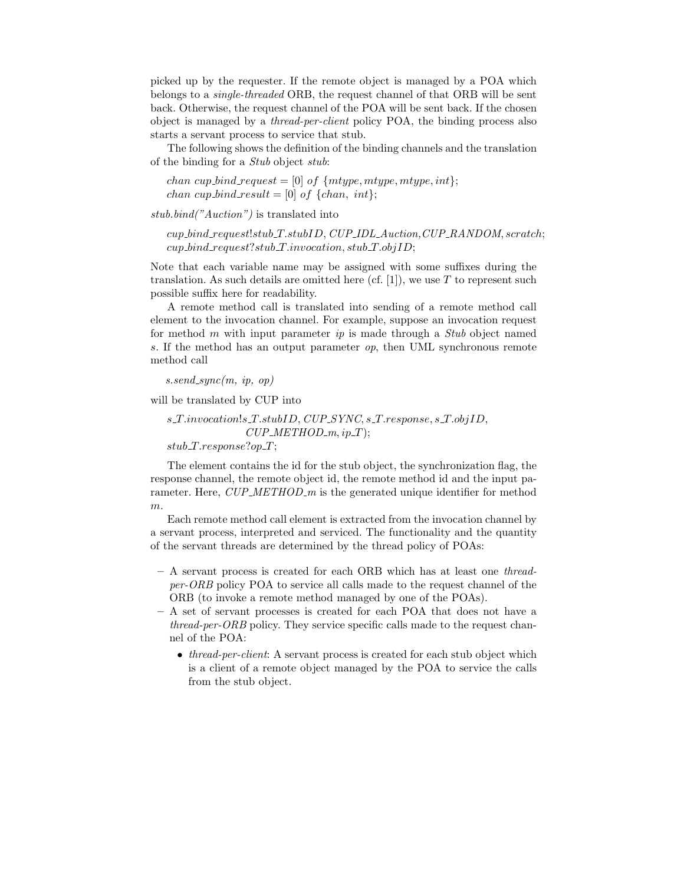picked up by the requester. If the remote object is managed by a POA which belongs to a *single-threaded* ORB, the request channel of that ORB will be sent back. Otherwise, the request channel of the POA will be sent back. If the chosen object is managed by a *thread-per-client* policy POA, the binding process also starts a servant process to service that stub.

The following shows the definition of the binding channels and the translation of the binding for a *Stub* object *stub*:

$chan\ cup\_bind\_request = [0]\ of\ \{mtype, mtype, mtype, int\};$
$chan\ cup\_bind\_result = [0]\ of\ \{chan,\ int\};$

*stub.bind("Auction")* is translated into

$cup\_bind\_request!stub\_T.stubID,\ CUP\_IDL\_Auction, CUP\_RANDOM, scratch;$
$cup\_bind\_request?stub\_T.invocation, stub\_T.objID;$

Note that each variable name may be assigned with some suffixes during the translation. As such details are omitted here (cf. [1]), we use $T$ to represent such possible suffix here for readability.

A remote method call is translated into sending of a remote method call element to the invocation channel. For example, suppose an invocation request for method $m$ with input parameter $ip$ is made through a *Stub* object named $s$. If the method has an output parameter $op$, then UML synchronous remote method call

*s.send_sync(m, ip, op)*

will be translated by CUP into

$s\_T.invocation!s\_T.stubID, CUP\_SYNC, s\_T.response, s\_T.objID,$
$\qquad CUP\_METHOD\_m, ip\_T);$
$stub\_T.response?op\_T;$

The element contains the id for the stub object, the synchronization flag, the response channel, the remote object id, the remote method id and the input parameter. Here, *CUP_METHOD_m* is the generated unique identifier for method $m$.

Each remote method call element is extracted from the invocation channel by a servant process, interpreted and serviced. The functionality and the quantity of the servant threads are determined by the thread policy of POAs:

- A servant process is created for each ORB which has at least one *thread-per-ORB* policy POA to service all calls made to the request channel of the ORB (to invoke a remote method managed by one of the POAs).
- A set of servant processes is created for each POA that does not have a *thread-per-ORB* policy. They service specific calls made to the request channel of the POA:
  - *thread-per-client*: A servant process is created for each stub object which is a client of a remote object managed by the POA to service the calls from the stub object.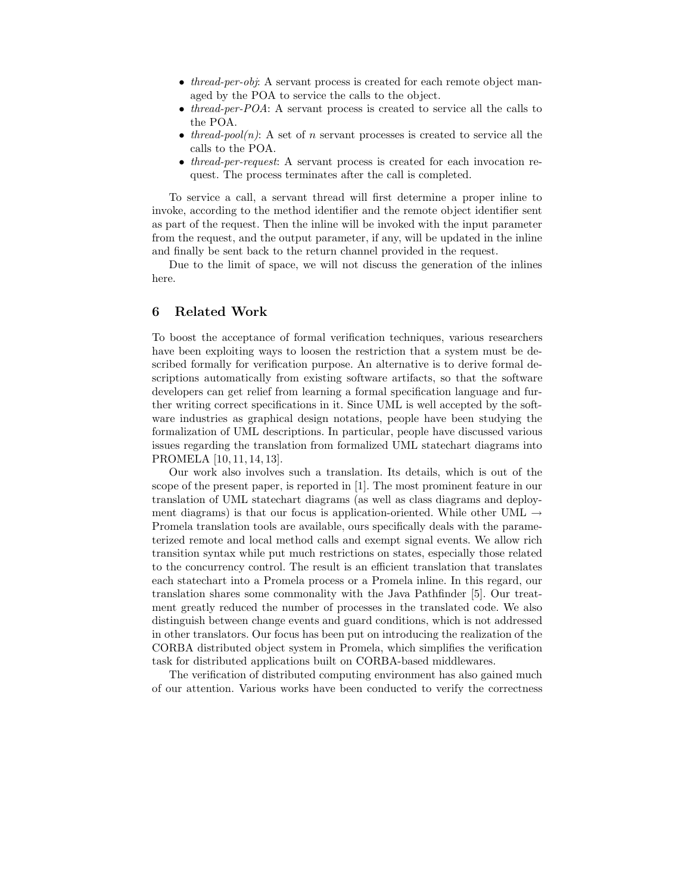- *thread-per-obj*: A servant process is created for each remote object managed by the POA to service the calls to the object.
- *thread-per-POA*: A servant process is created to service all the calls to the POA.
- *thread-pool(n)*: A set of $n$ servant processes is created to service all the calls to the POA.
- *thread-per-request*: A servant process is created for each invocation request. The process terminates after the call is completed.

To service a call, a servant thread will first determine a proper inline to invoke, according to the method identifier and the remote object identifier sent as part of the request. Then the inline will be invoked with the input parameter from the request, and the output parameter, if any, will be updated in the inline and finally be sent back to the return channel provided in the request.

Due to the limit of space, we will not discuss the generation of the inlines here.

## 6 Related Work

To boost the acceptance of formal verification techniques, various researchers have been exploiting ways to loosen the restriction that a system must be described formally for verification purpose. An alternative is to derive formal descriptions automatically from existing software artifacts, so that the software developers can get relief from learning a formal specification language and further writing correct specifications in it. Since UML is well accepted by the software industries as graphical design notations, people have been studying the formalization of UML descriptions. In particular, people have discussed various issues regarding the translation from formalized UML statechart diagrams into PROMELA [10, 11, 14, 13].

Our work also involves such a translation. Its details, which is out of the scope of the present paper, is reported in [1]. The most prominent feature in our translation of UML statechart diagrams (as well as class diagrams and deployment diagrams) is that our focus is application-oriented. While other UML → Promela translation tools are available, ours specifically deals with the parameterized remote and local method calls and exempt signal events. We allow rich transition syntax while put much restrictions on states, especially those related to the concurrency control. The result is an efficient translation that translates each statechart into a Promela process or a Promela inline. In this regard, our translation shares some commonality with the Java Pathfinder [5]. Our treatment greatly reduced the number of processes in the translated code. We also distinguish between change events and guard conditions, which is not addressed in other translators. Our focus has been put on introducing the realization of the CORBA distributed object system in Promela, which simplifies the verification task for distributed applications built on CORBA-based middlewares.

The verification of distributed computing environment has also gained much of our attention. Various works have been conducted to verify the correctness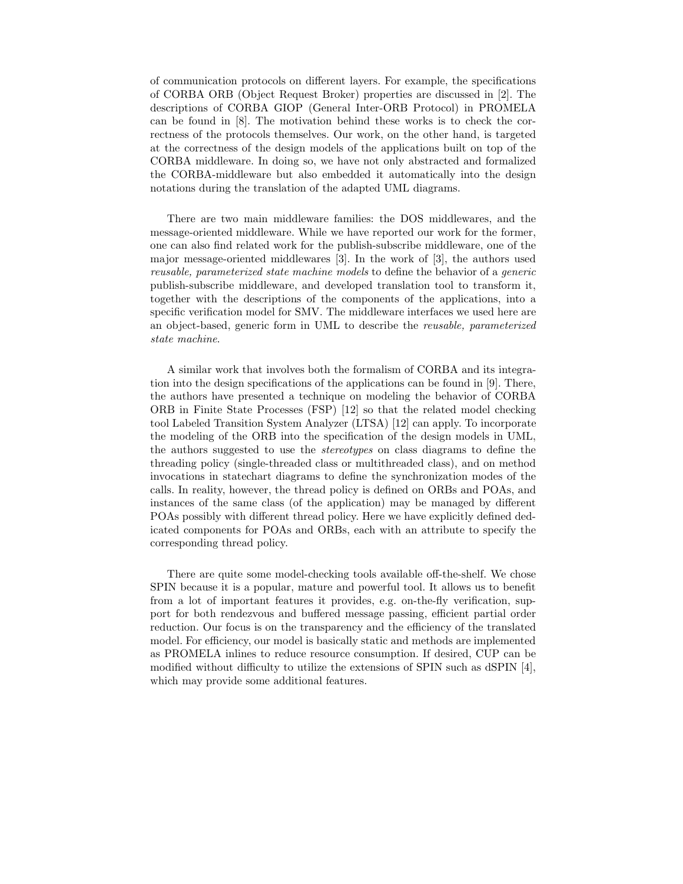of communication protocols on different layers. For example, the specifications of CORBA ORB (Object Request Broker) properties are discussed in [2]. The descriptions of CORBA GIOP (General Inter-ORB Protocol) in PROMELA can be found in [8]. The motivation behind these works is to check the correctness of the protocols themselves. Our work, on the other hand, is targeted at the correctness of the design models of the applications built on top of the CORBA middleware. In doing so, we have not only abstracted and formalized the CORBA-middleware but also embedded it automatically into the design notations during the translation of the adapted UML diagrams.

There are two main middleware families: the DOS middlewares, and the message-oriented middleware. While we have reported our work for the former, one can also find related work for the publish-subscribe middleware, one of the major message-oriented middlewares [3]. In the work of [3], the authors used *reusable, parameterized state machine models* to define the behavior of a *generic* publish-subscribe middleware, and developed translation tool to transform it, together with the descriptions of the components of the applications, into a specific verification model for SMV. The middleware interfaces we used here are an object-based, generic form in UML to describe the *reusable, parameterized state machine*.

A similar work that involves both the formalism of CORBA and its integration into the design specifications of the applications can be found in [9]. There, the authors have presented a technique on modeling the behavior of CORBA ORB in Finite State Processes (FSP) [12] so that the related model checking tool Labeled Transition System Analyzer (LTSA) [12] can apply. To incorporate the modeling of the ORB into the specification of the design models in UML, the authors suggested to use the *stereotypes* on class diagrams to define the threading policy (single-threaded class or multithreaded class), and on method invocations in statechart diagrams to define the synchronization modes of the calls. In reality, however, the thread policy is defined on ORBs and POAs, and instances of the same class (of the application) may be managed by different POAs possibly with different thread policy. Here we have explicitly defined dedicated components for POAs and ORBs, each with an attribute to specify the corresponding thread policy.

There are quite some model-checking tools available off-the-shelf. We chose SPIN because it is a popular, mature and powerful tool. It allows us to benefit from a lot of important features it provides, e.g. on-the-fly verification, support for both rendezvous and buffered message passing, efficient partial order reduction. Our focus is on the transparency and the efficiency of the translated model. For efficiency, our model is basically static and methods are implemented as PROMELA inlines to reduce resource consumption. If desired, CUP can be modified without difficulty to utilize the extensions of SPIN such as dSPIN [4], which may provide some additional features.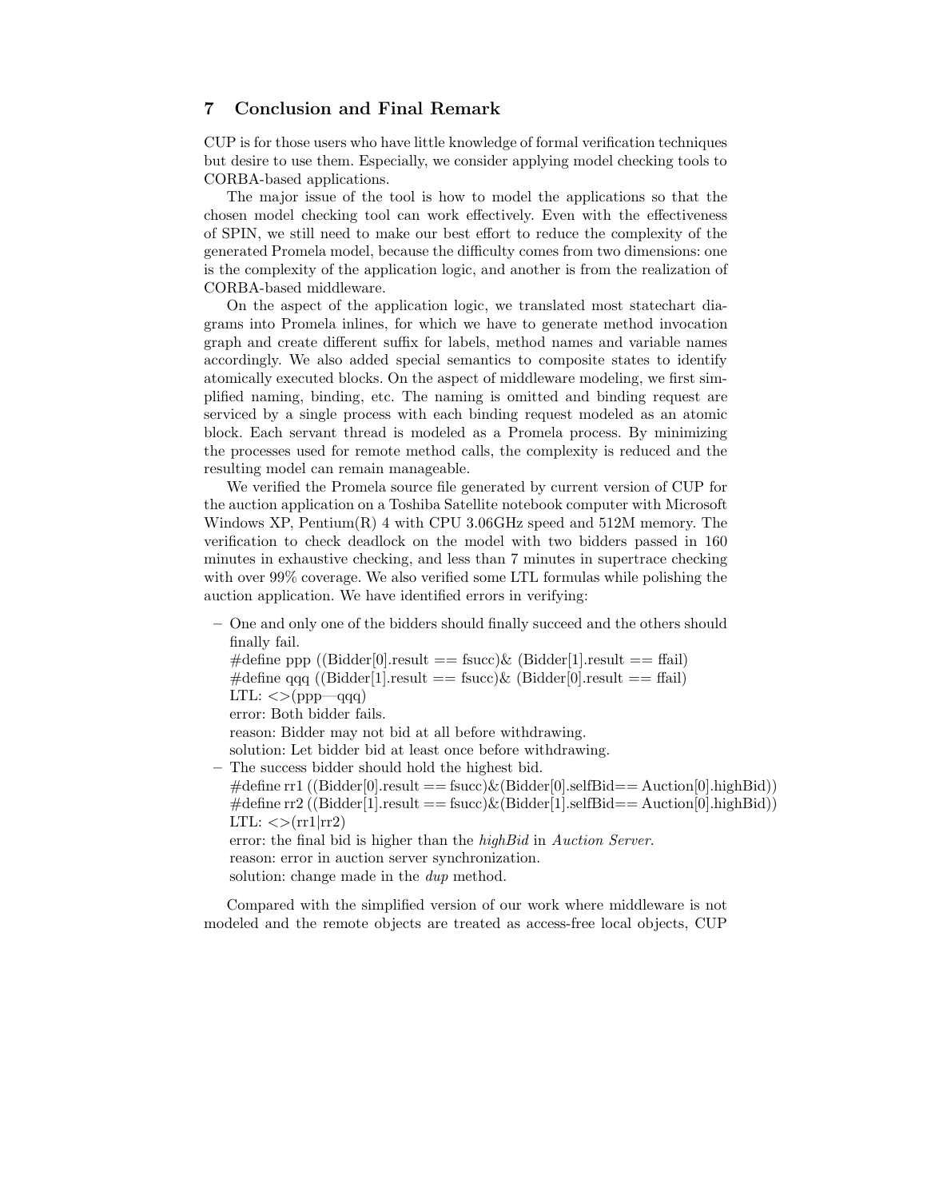## 7 Conclusion and Final Remark

CUP is for those users who have little knowledge of formal verification techniques but desire to use them. Especially, we consider applying model checking tools to CORBA-based applications.

The major issue of the tool is how to model the applications so that the chosen model checking tool can work effectively. Even with the effectiveness of SPIN, we still need to make our best effort to reduce the complexity of the generated Promela model, because the difficulty comes from two dimensions: one is the complexity of the application logic, and another is from the realization of CORBA-based middleware.

On the aspect of the application logic, we translated most statechart diagrams into Promela inlines, for which we have to generate method invocation graph and create different suffix for labels, method names and variable names accordingly. We also added special semantics to composite states to identify atomically executed blocks. On the aspect of middleware modeling, we first simplified naming, binding, etc. The naming is omitted and binding request are serviced by a single process with each binding request modeled as an atomic block. Each servant thread is modeled as a Promela process. By minimizing the processes used for remote method calls, the complexity is reduced and the resulting model can remain manageable.

We verified the Promela source file generated by current version of CUP for the auction application on a Toshiba Satellite notebook computer with Microsoft Windows XP, Pentium(R) 4 with CPU 3.06GHz speed and 512M memory. The verification to check deadlock on the model with two bidders passed in 160 minutes in exhaustive checking, and less than 7 minutes in supertrace checking with over 99% coverage. We also verified some LTL formulas while polishing the auction application. We have identified errors in verifying:

- One and only one of the bidders should finally succeed and the others should finally fail.
  #define ppp ((Bidder[0].result == fsucc)& (Bidder[1].result == ffail)
  #define qqq ((Bidder[1].result == fsucc)& (Bidder[0].result == ffail)
  LTL: <>(ppp—qqq)
  error: Both bidder fails.
  reason: Bidder may not bid at all before withdrawing.
  solution: Let bidder bid at least once before withdrawing.
- The success bidder should hold the highest bid.
  #define rr1 ((Bidder[0].result == fsucc)&(Bidder[0].selfBid== Auction[0].highBid))
  #define rr2 ((Bidder[1].result == fsucc)&(Bidder[1].selfBid== Auction[0].highBid))
  LTL: <>(rr1|rr2)
  error: the final bid is higher than the *highBid* in *Auction Server*.
  reason: error in auction server synchronization.
  solution: change made in the *dup* method.

Compared with the simplified version of our work where middleware is not modeled and the remote objects are treated as access-free local objects, CUP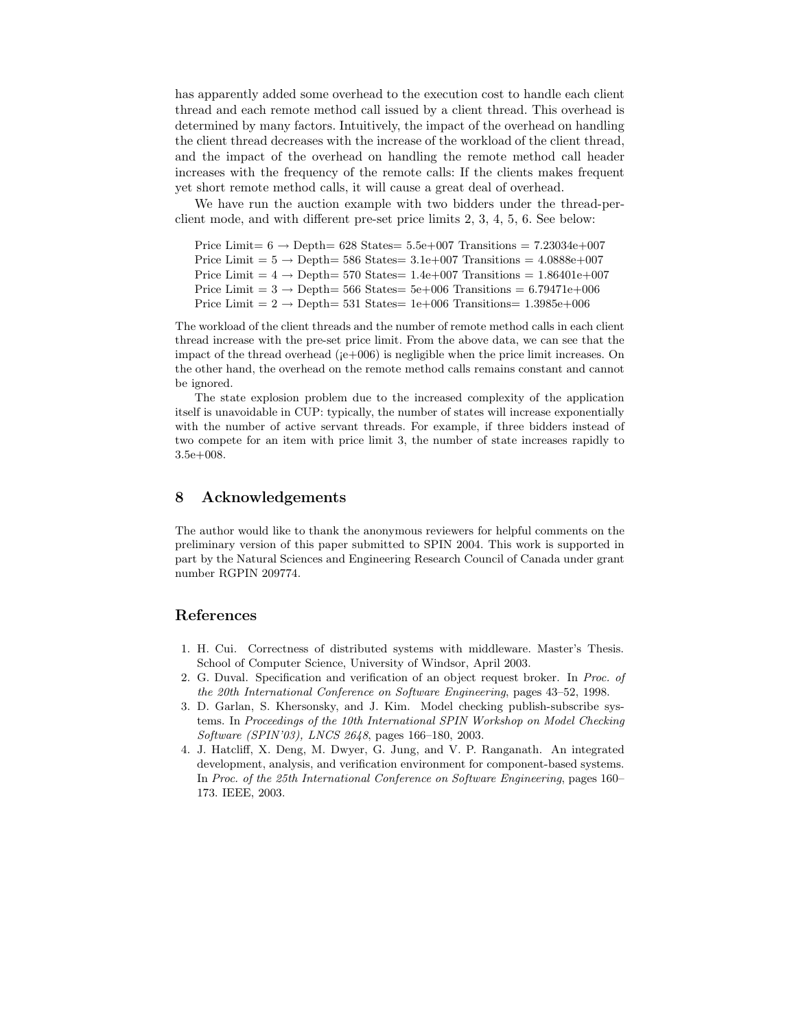has apparently added some overhead to the execution cost to handle each client thread and each remote method call issued by a client thread. This overhead is determined by many factors. Intuitively, the impact of the overhead on handling the client thread decreases with the increase of the workload of the client thread, and the impact of the overhead on handling the remote method call header increases with the frequency of the remote calls: If the clients makes frequent yet short remote method calls, it will cause a great deal of overhead.

We have run the auction example with two bidders under the thread-per-client mode, and with different pre-set price limits 2, 3, 4, 5, 6. See below:

Price Limit= 6 → Depth= 628 States= 5.5e+007 Transitions = 7.23034e+007
Price Limit = 5 → Depth= 586 States= 3.1e+007 Transitions = 4.0888e+007
Price Limit = 4 → Depth= 570 States= 1.4e+007 Transitions = 1.86401e+007
Price Limit = 3 → Depth= 566 States= 5e+006 Transitions = 6.79471e+006
Price Limit = 2 → Depth= 531 States= 1e+006 Transitions= 1.3985e+006

The workload of the client threads and the number of remote method calls in each client thread increase with the pre-set price limit. From the above data, we can see that the impact of the thread overhead (¡e+006) is negligible when the price limit increases. On the other hand, the overhead on the remote method calls remains constant and cannot be ignored.

The state explosion problem due to the increased complexity of the application itself is unavoidable in CUP: typically, the number of states will increase exponentially with the number of active servant threads. For example, if three bidders instead of two compete for an item with price limit 3, the number of state increases rapidly to 3.5e+008.

## 8 Acknowledgements

The author would like to thank the anonymous reviewers for helpful comments on the preliminary version of this paper submitted to SPIN 2004. This work is supported in part by the Natural Sciences and Engineering Research Council of Canada under grant number RGPIN 209774.

## References

1. H. Cui. Correctness of distributed systems with middleware. Master's Thesis. School of Computer Science, University of Windsor, April 2003.
2. G. Duval. Specification and verification of an object request broker. In *Proc. of the 20th International Conference on Software Engineering*, pages 43–52, 1998.
3. D. Garlan, S. Khersonsky, and J. Kim. Model checking publish-subscribe systems. In *Proceedings of the 10th International SPIN Workshop on Model Checking Software (SPIN'03), LNCS 2648*, pages 166–180, 2003.
4. J. Hatcliff, X. Deng, M. Dwyer, G. Jung, and V. P. Ranganath. An integrated development, analysis, and verification environment for component-based systems. In *Proc. of the 25th International Conference on Software Engineering*, pages 160–173. IEEE, 2003.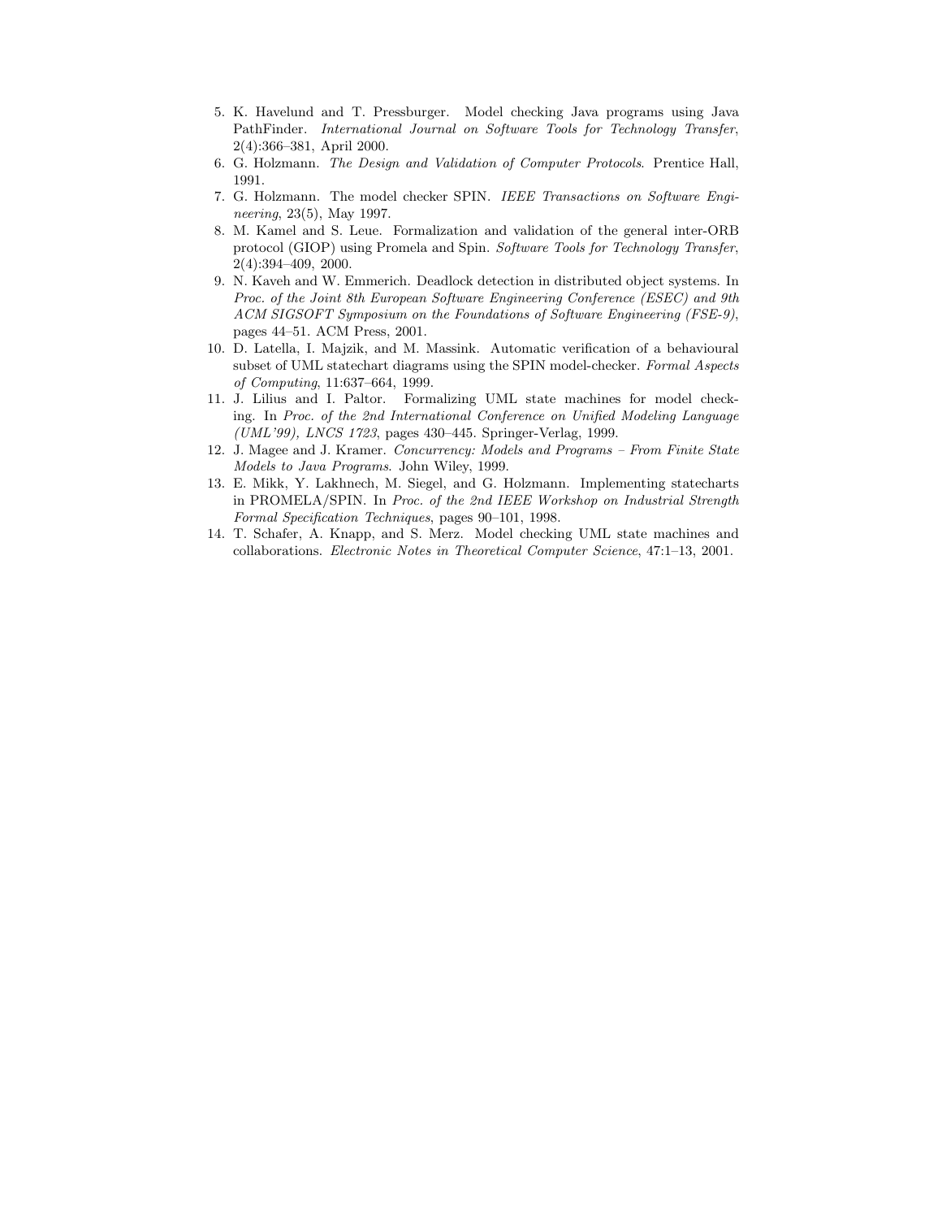5. K. Havelund and T. Pressburger. Model checking Java programs using Java PathFinder. *International Journal on Software Tools for Technology Transfer*, 2(4):366–381, April 2000.
6. G. Holzmann. *The Design and Validation of Computer Protocols*. Prentice Hall, 1991.
7. G. Holzmann. The model checker SPIN. *IEEE Transactions on Software Engineering*, 23(5), May 1997.
8. M. Kamel and S. Leue. Formalization and validation of the general inter-ORB protocol (GIOP) using Promela and Spin. *Software Tools for Technology Transfer*, 2(4):394–409, 2000.
9. N. Kaveh and W. Emmerich. Deadlock detection in distributed object systems. In *Proc. of the Joint 8th European Software Engineering Conference (ESEC) and 9th ACM SIGSOFT Symposium on the Foundations of Software Engineering (FSE-9)*, pages 44–51. ACM Press, 2001.
10. D. Latella, I. Majzik, and M. Massink. Automatic verification of a behavioural subset of UML statechart diagrams using the SPIN model-checker. *Formal Aspects of Computing*, 11:637–664, 1999.
11. J. Lilius and I. Paltor. Formalizing UML state machines for model checking. In *Proc. of the 2nd International Conference on Unified Modeling Language (UML'99), LNCS 1723*, pages 430–445. Springer-Verlag, 1999.
12. J. Magee and J. Kramer. *Concurrency: Models and Programs – From Finite State Models to Java Programs*. John Wiley, 1999.
13. E. Mikk, Y. Lakhnech, M. Siegel, and G. Holzmann. Implementing statecharts in PROMELA/SPIN. In *Proc. of the 2nd IEEE Workshop on Industrial Strength Formal Specification Techniques*, pages 90–101, 1998.
14. T. Schafer, A. Knapp, and S. Merz. Model checking UML state machines and collaborations. *Electronic Notes in Theoretical Computer Science*, 47:1–13, 2001.